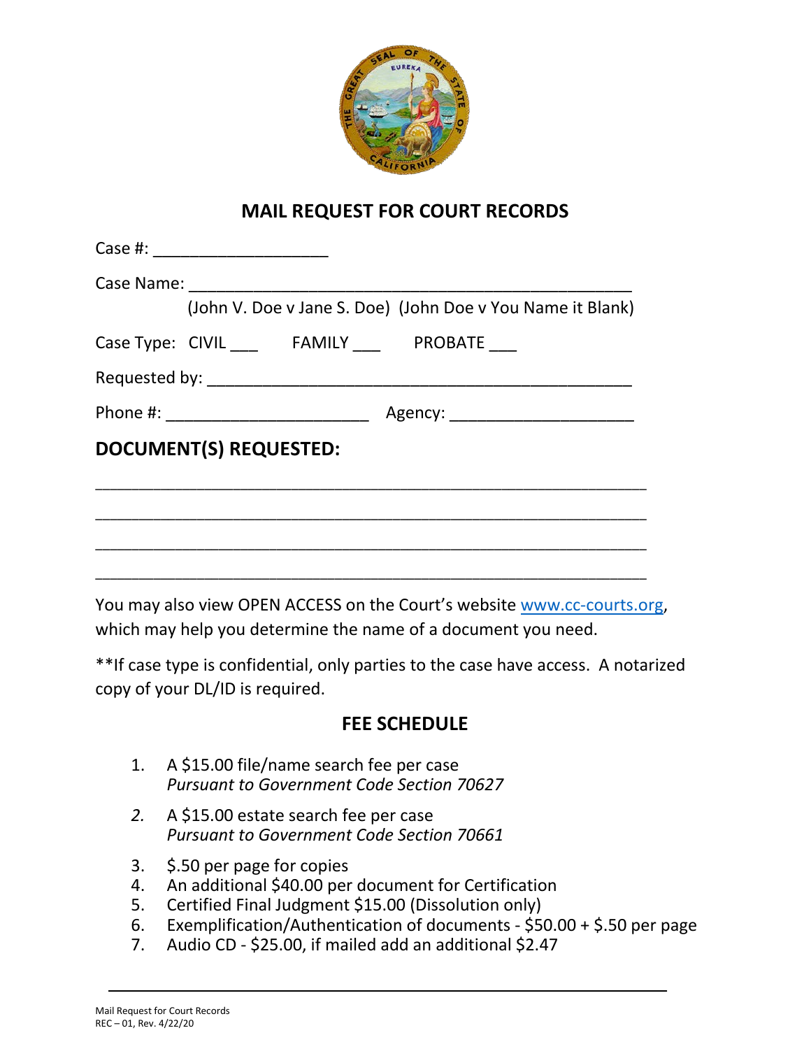# MAIL REQUEST FOR COURT RECORDS

Case #: ___________________

Case Name: ________________________________________________

(John V. Doe v Jane S. Doe) (John Doe v You Name it Blank)

Case Type: CIVIL ___ FAMILY ___ PROBATE ___

Requested by: ______________________________________________

Phone #: ______________________ Agency: ____________________

## DOCUMENT(S) REQUESTED:

____________________________________________________________

____________________________________________________________

____________________________________________________________

____________________________________________________________

You may also view OPEN ACCESS on the Court's website www.cc-courts.org, which may help you determine the name of a document you need.

**If case type is confidential, only parties to the case have access. A notarized copy of your DL/ID is required.

## FEE SCHEDULE

1. A $15.00 file/name search fee per case
   *Pursuant to Government Code Section 70627*
2. A $15.00 estate search fee per case
   *Pursuant to Government Code Section 70661*
3. $.50 per page for copies
4. An additional $40.00 per document for Certification
5. Certified Final Judgment $15.00 (Dissolution only)
6. Exemplification/Authentication of documents - $50.00 + $.50 per page
7. Audio CD - $25.00, if mailed add an additional $2.47

Mail Request for Court Records
REC – 01, Rev. 4/22/20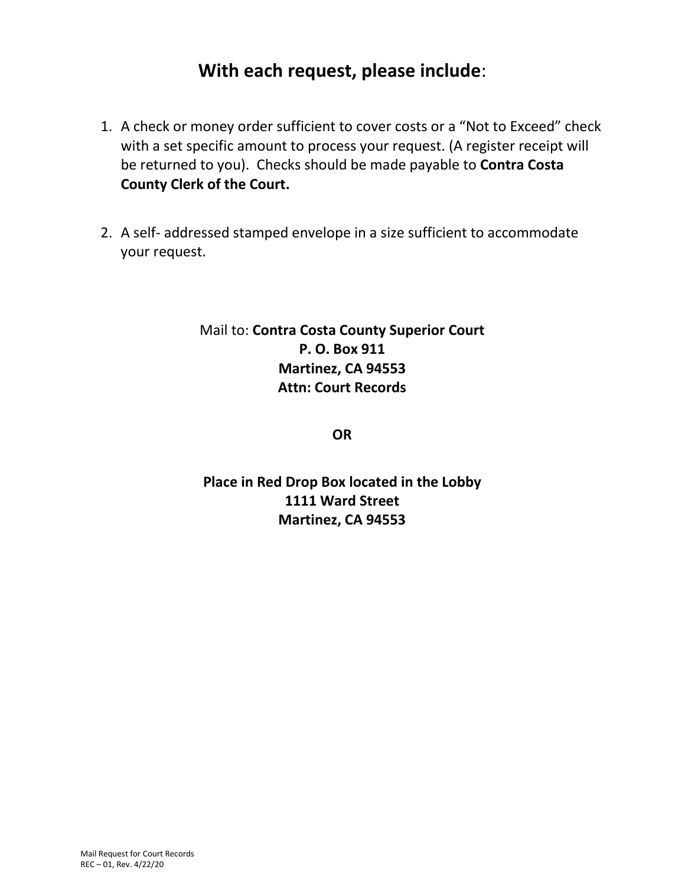## With each request, please include:

1. A check or money order sufficient to cover costs or a "Not to Exceed" check with a set specific amount to process your request. (A register receipt will be returned to you). Checks should be made payable to **Contra Costa County Clerk of the Court.**

2. A self- addressed stamped envelope in a size sufficient to accommodate your request.

Mail to: **Contra Costa County Superior Court**
**P. O. Box 911**
**Martinez, CA 94553**
**Attn: Court Records**

**OR**

**Place in Red Drop Box located in the Lobby**
**1111 Ward Street**
**Martinez, CA 94553**

Mail Request for Court Records
REC – 01, Rev. 4/22/20